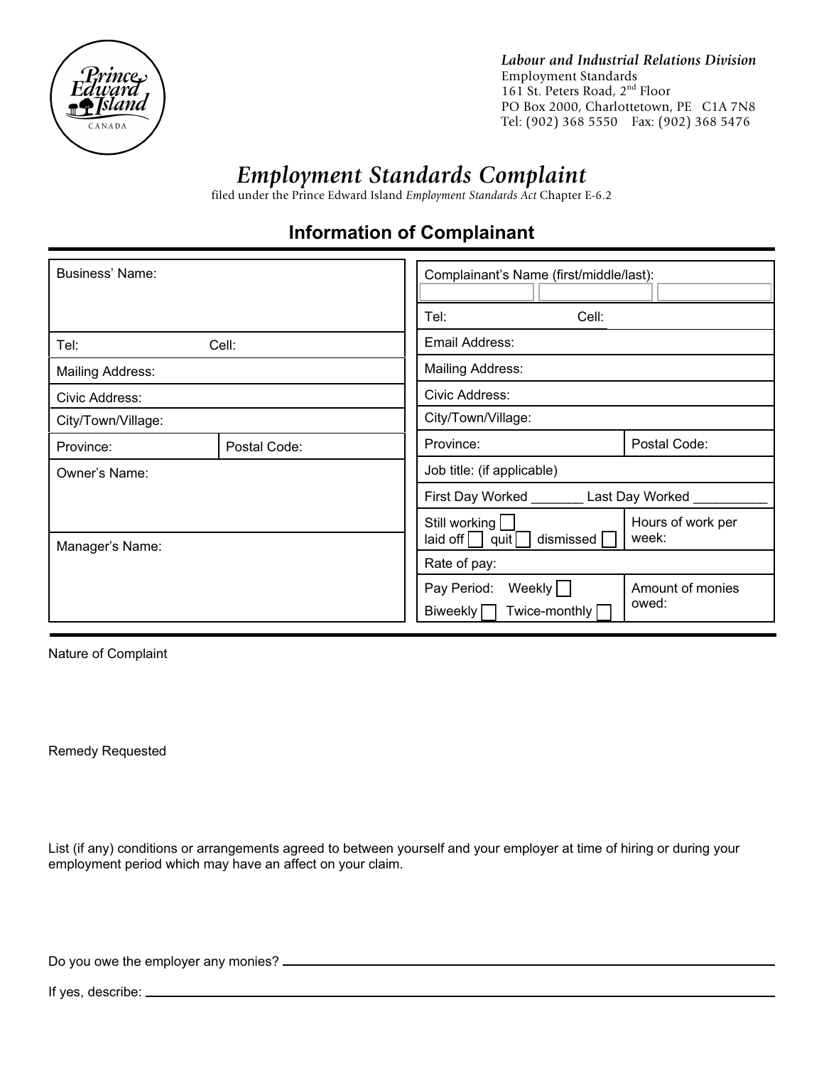*Labour and Industrial Relations Division*
Employment Standards
161 St. Peters Road, 2nd Floor
PO Box 2000, Charlottetown, PE C1A 7N8
Tel: (902) 368 5550 Fax: (902) 368 5476

# *Employment Standards Complaint*

filed under the Prince Edward Island *Employment Standards Act* Chapter E-6.2

## Information of Complainant

| | |
|---|---|
| Business' Name: | |
| Tel: Cell: | |
| Mailing Address: | |
| Civic Address: | |
| City/Town/Village: | |
| Province: | Postal Code: |
| Owner's Name: | |
| Manager's Name: | |

| | |
|---|---|
| Complainant's Name (first/middle/last): | |
| Tel: Cell: | |
| Email Address: | |
| Mailing Address: | |
| Civic Address: | |
| City/Town/Village: | |
| Province: | Postal Code: |
| Job title: (if applicable) | |
| First Day Worked _______ Last Day Worked __________ | |
| Still working ☐ laid off ☐ quit ☐ dismissed ☐ | Hours of work per week: |
| Rate of pay: | |
| Pay Period: Weekly ☐ Biweekly ☐ Twice-monthly ☐ | Amount of monies owed: |

Nature of Complaint

Remedy Requested

List (if any) conditions or arrangements agreed to between yourself and your employer at time of hiring or during your employment period which may have an affect on your claim.

Do you owe the employer any monies? ____________________

If yes, describe: ____________________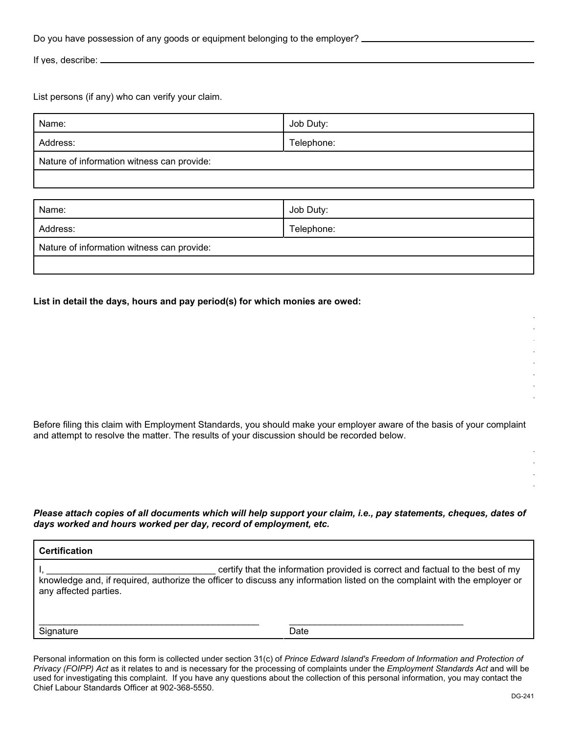Do you have possession of any goods or equipment belonging to the employer? ______________________

If yes, describe: ______________________________________________

List persons (if any) who can verify your claim.

| | |
|---|---|
| Name: | Job Duty: |
| Address: | Telephone: |
| Nature of information witness can provide: | |
| | |

| | |
|---|---|
| Name: | Job Duty: |
| Address: | Telephone: |
| Nature of information witness can provide: | |
| | |

**List in detail the days, hours and pay period(s) for which monies are owed:**

Before filing this claim with Employment Standards, you should make your employer aware of the basis of your complaint and attempt to resolve the matter. The results of your discussion should be recorded below.

***Please attach copies of all documents which will help support your claim, i.e., pay statements, cheques, dates of days worked and hours worked per day, record of employment, etc.***

| **Certification** | |
|---|---|
| I, ________________________________ certify that the information provided is correct and factual to the best of my knowledge and, if required, authorize the officer to discuss any information listed on the complaint with the employer or any affected parties. | |
| ____________________________________________ Signature | ___________________________________ Date |

Personal information on this form is collected under section 31(c) of *Prince Edward Island's Freedom of Information and Protection of Privacy (FOIPP) Act* as it relates to and is necessary for the processing of complaints under the *Employment Standards Act* and will be used for investigating this complaint. If you have any questions about the collection of this personal information, you may contact the Chief Labour Standards Officer at 902-368-5550.

DG-241